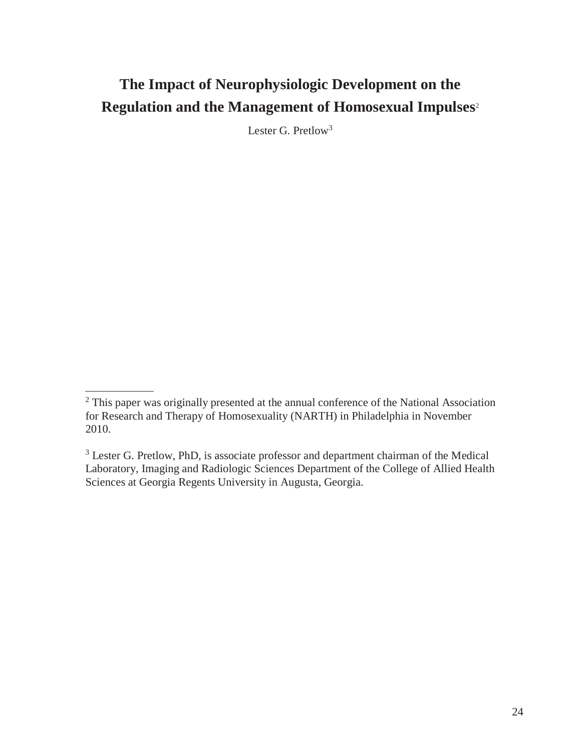# The Impact of Neurophysiologic Development on the Regulation and the Management of Homosexual Impulses[2]

Lester G. Pretlow[3]

---

[2] This paper was originally presented at the annual conference of the National Association for Research and Therapy of Homosexuality (NARTH) in Philadelphia in November 2010.

[3] Lester G. Pretlow, PhD, is associate professor and department chairman of the Medical Laboratory, Imaging and Radiologic Sciences Department of the College of Allied Health Sciences at Georgia Regents University in Augusta, Georgia.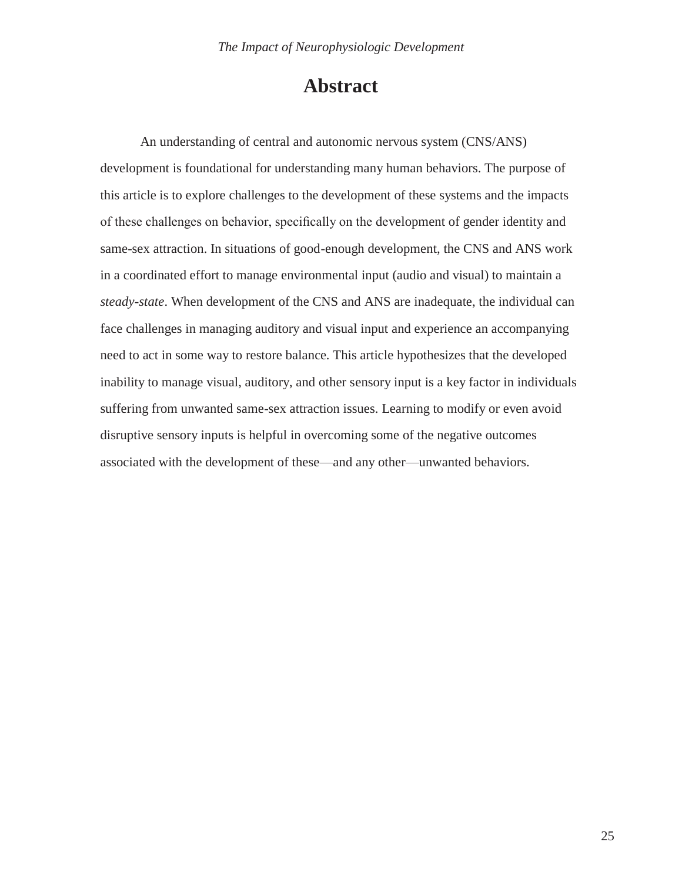# Abstract

An understanding of central and autonomic nervous system (CNS/ANS) development is foundational for understanding many human behaviors. The purpose of this article is to explore challenges to the development of these systems and the impacts of these challenges on behavior, specifically on the development of gender identity and same-sex attraction. In situations of good-enough development, the CNS and ANS work in a coordinated effort to manage environmental input (audio and visual) to maintain a *steady-state*. When development of the CNS and ANS are inadequate, the individual can face challenges in managing auditory and visual input and experience an accompanying need to act in some way to restore balance. This article hypothesizes that the developed inability to manage visual, auditory, and other sensory input is a key factor in individuals suffering from unwanted same-sex attraction issues. Learning to modify or even avoid disruptive sensory inputs is helpful in overcoming some of the negative outcomes associated with the development of these—and any other—unwanted behaviors.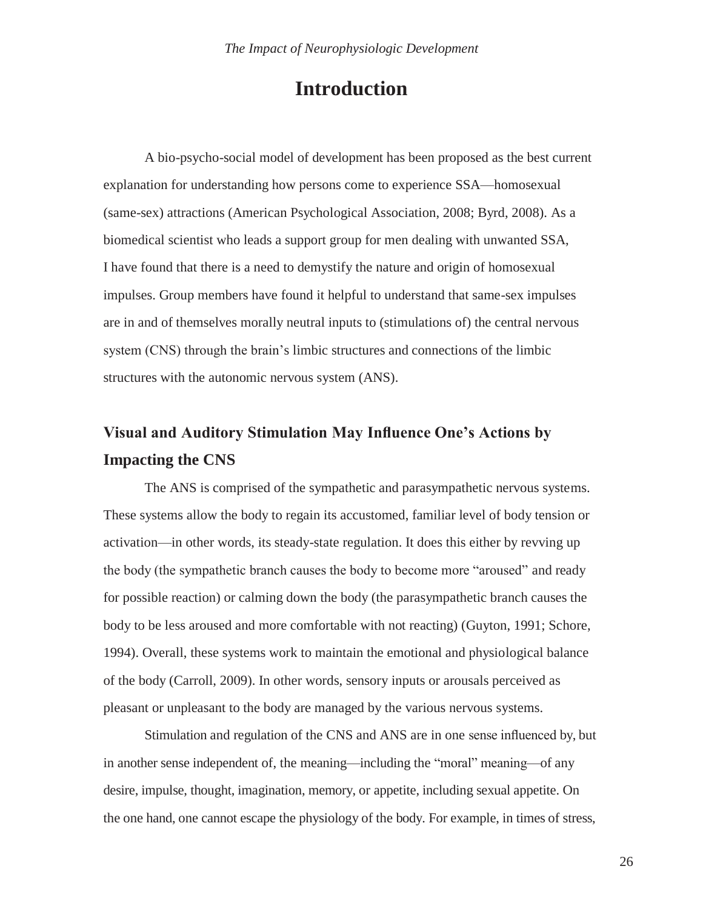# Introduction

A bio-psycho-social model of development has been proposed as the best current explanation for understanding how persons come to experience SSA—homosexual (same-sex) attractions (American Psychological Association, 2008; Byrd, 2008). As a biomedical scientist who leads a support group for men dealing with unwanted SSA, I have found that there is a need to demystify the nature and origin of homosexual impulses. Group members have found it helpful to understand that same-sex impulses are in and of themselves morally neutral inputs to (stimulations of) the central nervous system (CNS) through the brain's limbic structures and connections of the limbic structures with the autonomic nervous system (ANS).

## Visual and Auditory Stimulation May Influence One's Actions by Impacting the CNS

The ANS is comprised of the sympathetic and parasympathetic nervous systems. These systems allow the body to regain its accustomed, familiar level of body tension or activation—in other words, its steady-state regulation. It does this either by revving up the body (the sympathetic branch causes the body to become more "aroused" and ready for possible reaction) or calming down the body (the parasympathetic branch causes the body to be less aroused and more comfortable with not reacting) (Guyton, 1991; Schore, 1994). Overall, these systems work to maintain the emotional and physiological balance of the body (Carroll, 2009). In other words, sensory inputs or arousals perceived as pleasant or unpleasant to the body are managed by the various nervous systems.

Stimulation and regulation of the CNS and ANS are in one sense influenced by, but in another sense independent of, the meaning—including the "moral" meaning—of any desire, impulse, thought, imagination, memory, or appetite, including sexual appetite. On the one hand, one cannot escape the physiology of the body. For example, in times of stress,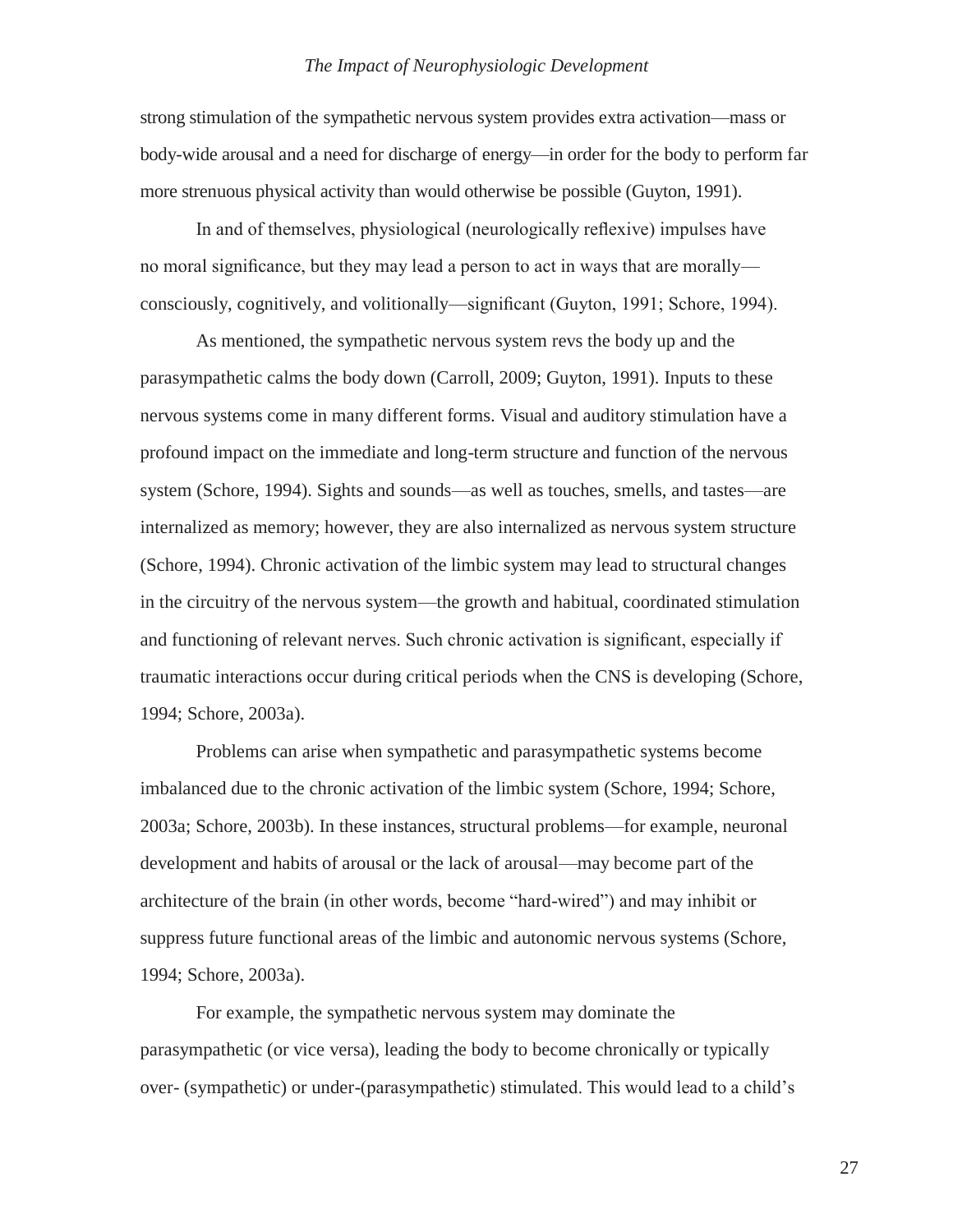strong stimulation of the sympathetic nervous system provides extra activation—mass or body-wide arousal and a need for discharge of energy—in order for the body to perform far more strenuous physical activity than would otherwise be possible (Guyton, 1991).

In and of themselves, physiological (neurologically reflexive) impulses have no moral significance, but they may lead a person to act in ways that are morally—consciously, cognitively, and volitionally—significant (Guyton, 1991; Schore, 1994).

As mentioned, the sympathetic nervous system revs the body up and the parasympathetic calms the body down (Carroll, 2009; Guyton, 1991). Inputs to these nervous systems come in many different forms. Visual and auditory stimulation have a profound impact on the immediate and long-term structure and function of the nervous system (Schore, 1994). Sights and sounds—as well as touches, smells, and tastes—are internalized as memory; however, they are also internalized as nervous system structure (Schore, 1994). Chronic activation of the limbic system may lead to structural changes in the circuitry of the nervous system—the growth and habitual, coordinated stimulation and functioning of relevant nerves. Such chronic activation is significant, especially if traumatic interactions occur during critical periods when the CNS is developing (Schore, 1994; Schore, 2003a).

Problems can arise when sympathetic and parasympathetic systems become imbalanced due to the chronic activation of the limbic system (Schore, 1994; Schore, 2003a; Schore, 2003b). In these instances, structural problems—for example, neuronal development and habits of arousal or the lack of arousal—may become part of the architecture of the brain (in other words, become "hard-wired") and may inhibit or suppress future functional areas of the limbic and autonomic nervous systems (Schore, 1994; Schore, 2003a).

For example, the sympathetic nervous system may dominate the parasympathetic (or vice versa), leading the body to become chronically or typically over- (sympathetic) or under-(parasympathetic) stimulated. This would lead to a child's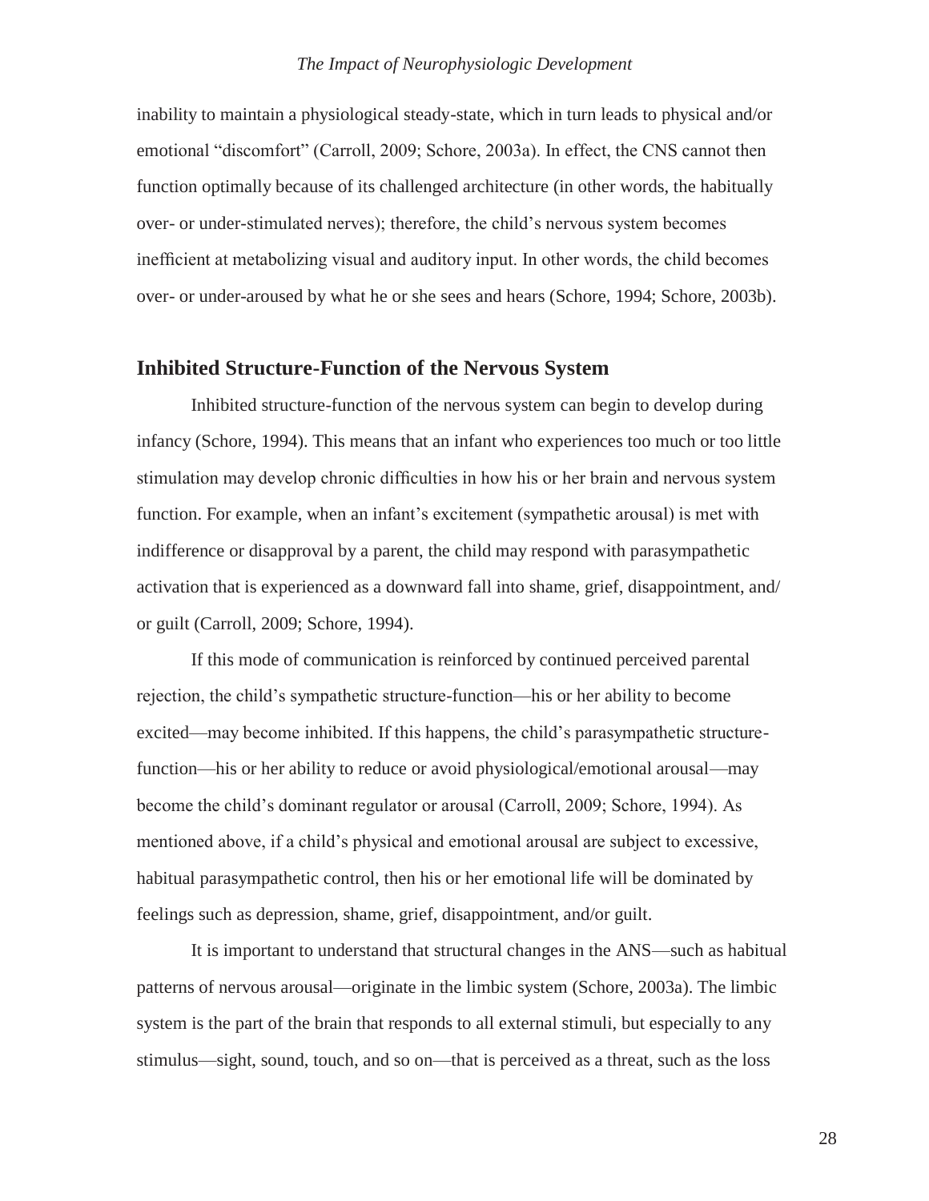inability to maintain a physiological steady-state, which in turn leads to physical and/or emotional "discomfort" (Carroll, 2009; Schore, 2003a). In effect, the CNS cannot then function optimally because of its challenged architecture (in other words, the habitually over- or under-stimulated nerves); therefore, the child's nervous system becomes inefficient at metabolizing visual and auditory input. In other words, the child becomes over- or under-aroused by what he or she sees and hears (Schore, 1994; Schore, 2003b).

## Inhibited Structure-Function of the Nervous System

Inhibited structure-function of the nervous system can begin to develop during infancy (Schore, 1994). This means that an infant who experiences too much or too little stimulation may develop chronic difficulties in how his or her brain and nervous system function. For example, when an infant's excitement (sympathetic arousal) is met with indifference or disapproval by a parent, the child may respond with parasympathetic activation that is experienced as a downward fall into shame, grief, disappointment, and/or guilt (Carroll, 2009; Schore, 1994).

If this mode of communication is reinforced by continued perceived parental rejection, the child's sympathetic structure-function—his or her ability to become excited—may become inhibited. If this happens, the child's parasympathetic structure-function—his or her ability to reduce or avoid physiological/emotional arousal—may become the child's dominant regulator or arousal (Carroll, 2009; Schore, 1994). As mentioned above, if a child's physical and emotional arousal are subject to excessive, habitual parasympathetic control, then his or her emotional life will be dominated by feelings such as depression, shame, grief, disappointment, and/or guilt.

It is important to understand that structural changes in the ANS—such as habitual patterns of nervous arousal—originate in the limbic system (Schore, 2003a). The limbic system is the part of the brain that responds to all external stimuli, but especially to any stimulus—sight, sound, touch, and so on—that is perceived as a threat, such as the loss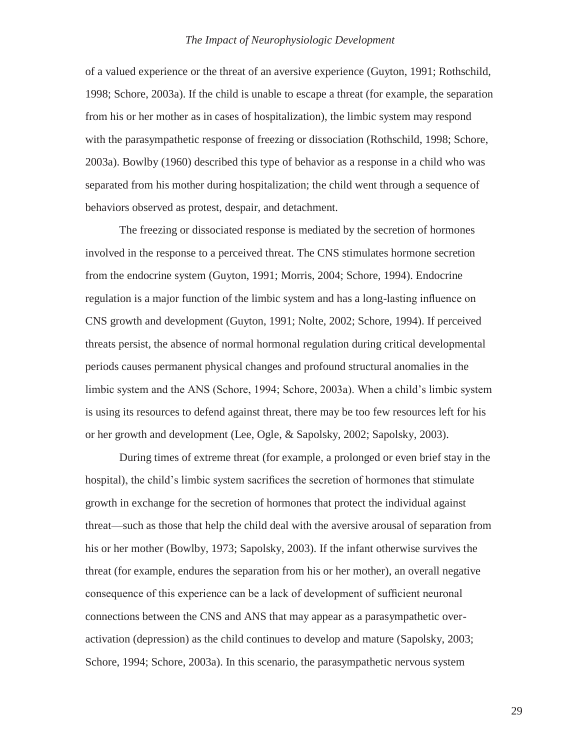of a valued experience or the threat of an aversive experience (Guyton, 1991; Rothschild, 1998; Schore, 2003a). If the child is unable to escape a threat (for example, the separation from his or her mother as in cases of hospitalization), the limbic system may respond with the parasympathetic response of freezing or dissociation (Rothschild, 1998; Schore, 2003a). Bowlby (1960) described this type of behavior as a response in a child who was separated from his mother during hospitalization; the child went through a sequence of behaviors observed as protest, despair, and detachment.

The freezing or dissociated response is mediated by the secretion of hormones involved in the response to a perceived threat. The CNS stimulates hormone secretion from the endocrine system (Guyton, 1991; Morris, 2004; Schore, 1994). Endocrine regulation is a major function of the limbic system and has a long-lasting influence on CNS growth and development (Guyton, 1991; Nolte, 2002; Schore, 1994). If perceived threats persist, the absence of normal hormonal regulation during critical developmental periods causes permanent physical changes and profound structural anomalies in the limbic system and the ANS (Schore, 1994; Schore, 2003a). When a child's limbic system is using its resources to defend against threat, there may be too few resources left for his or her growth and development (Lee, Ogle, & Sapolsky, 2002; Sapolsky, 2003).

During times of extreme threat (for example, a prolonged or even brief stay in the hospital), the child's limbic system sacrifices the secretion of hormones that stimulate growth in exchange for the secretion of hormones that protect the individual against threat—such as those that help the child deal with the aversive arousal of separation from his or her mother (Bowlby, 1973; Sapolsky, 2003). If the infant otherwise survives the threat (for example, endures the separation from his or her mother), an overall negative consequence of this experience can be a lack of development of sufficient neuronal connections between the CNS and ANS that may appear as a parasympathetic over-activation (depression) as the child continues to develop and mature (Sapolsky, 2003; Schore, 1994; Schore, 2003a). In this scenario, the parasympathetic nervous system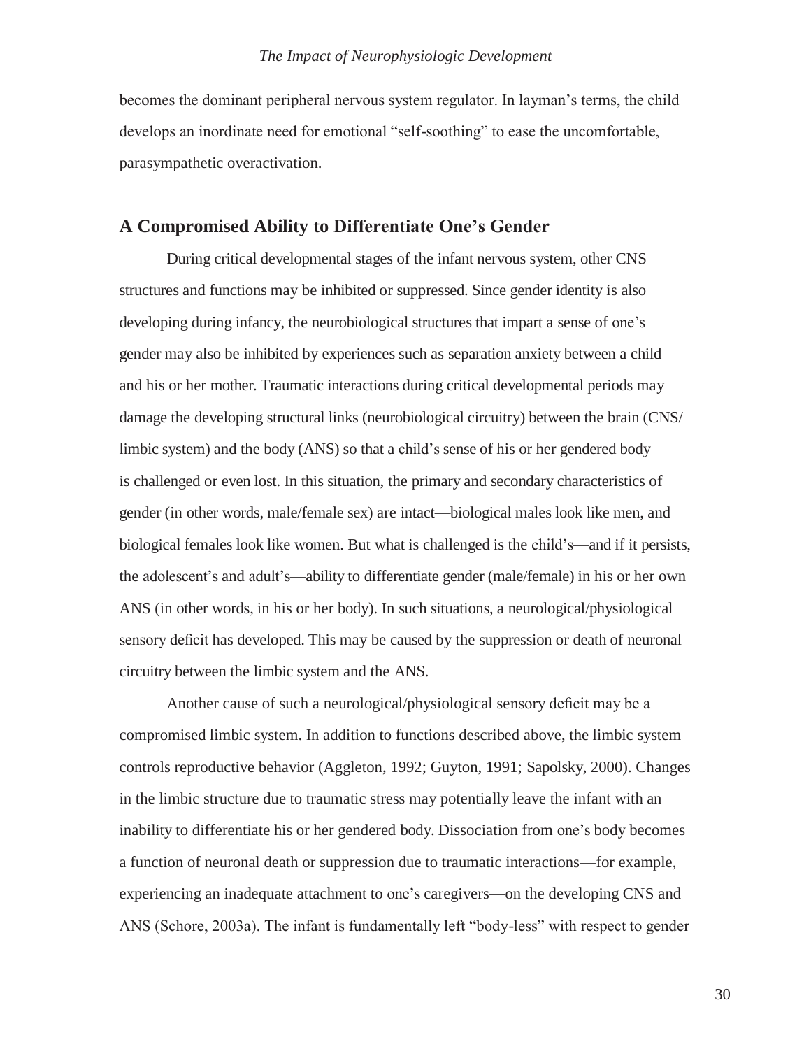becomes the dominant peripheral nervous system regulator. In layman's terms, the child develops an inordinate need for emotional "self-soothing" to ease the uncomfortable, parasympathetic overactivation.

## A Compromised Ability to Differentiate One's Gender

During critical developmental stages of the infant nervous system, other CNS structures and functions may be inhibited or suppressed. Since gender identity is also developing during infancy, the neurobiological structures that impart a sense of one's gender may also be inhibited by experiences such as separation anxiety between a child and his or her mother. Traumatic interactions during critical developmental periods may damage the developing structural links (neurobiological circuitry) between the brain (CNS/limbic system) and the body (ANS) so that a child's sense of his or her gendered body is challenged or even lost. In this situation, the primary and secondary characteristics of gender (in other words, male/female sex) are intact—biological males look like men, and biological females look like women. But what is challenged is the child's—and if it persists, the adolescent's and adult's—ability to differentiate gender (male/female) in his or her own ANS (in other words, in his or her body). In such situations, a neurological/physiological sensory deficit has developed. This may be caused by the suppression or death of neuronal circuitry between the limbic system and the ANS.

Another cause of such a neurological/physiological sensory deficit may be a compromised limbic system. In addition to functions described above, the limbic system controls reproductive behavior (Aggleton, 1992; Guyton, 1991; Sapolsky, 2000). Changes in the limbic structure due to traumatic stress may potentially leave the infant with an inability to differentiate his or her gendered body. Dissociation from one's body becomes a function of neuronal death or suppression due to traumatic interactions—for example, experiencing an inadequate attachment to one's caregivers—on the developing CNS and ANS (Schore, 2003a). The infant is fundamentally left "body-less" with respect to gender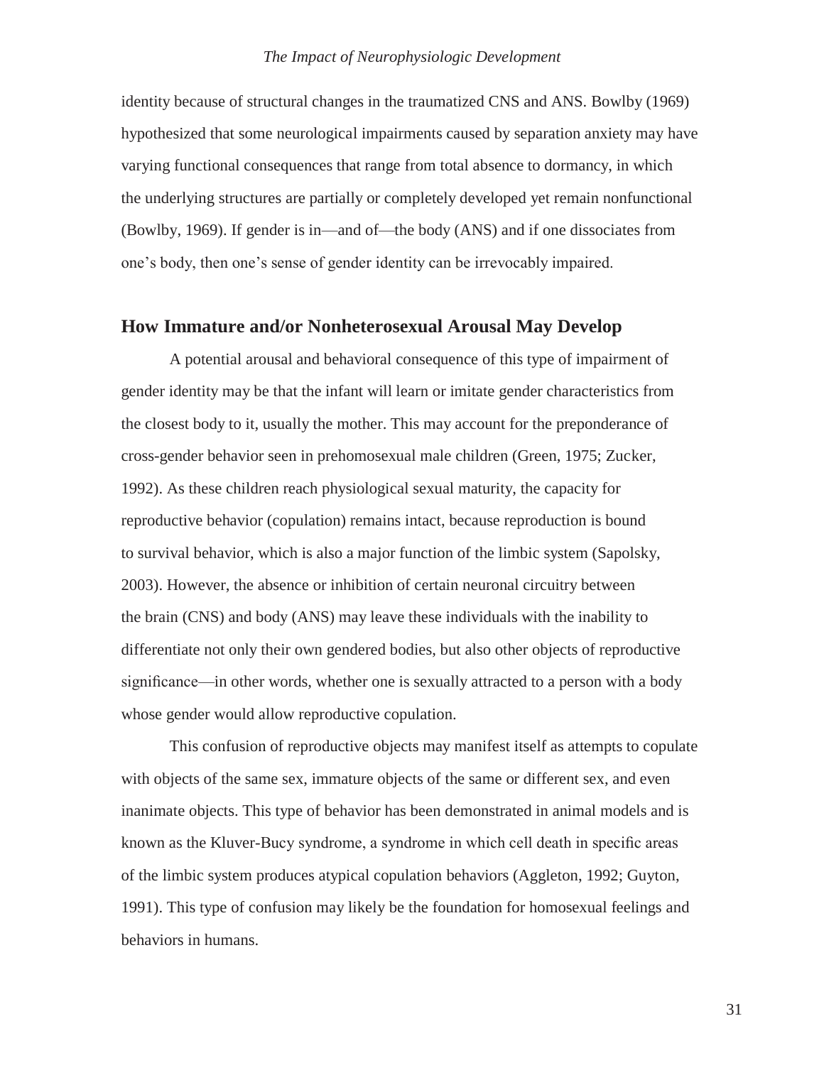identity because of structural changes in the traumatized CNS and ANS. Bowlby (1969) hypothesized that some neurological impairments caused by separation anxiety may have varying functional consequences that range from total absence to dormancy, in which the underlying structures are partially or completely developed yet remain nonfunctional (Bowlby, 1969). If gender is in—and of—the body (ANS) and if one dissociates from one's body, then one's sense of gender identity can be irrevocably impaired.

## How Immature and/or Nonheterosexual Arousal May Develop

A potential arousal and behavioral consequence of this type of impairment of gender identity may be that the infant will learn or imitate gender characteristics from the closest body to it, usually the mother. This may account for the preponderance of cross-gender behavior seen in prehomosexual male children (Green, 1975; Zucker, 1992). As these children reach physiological sexual maturity, the capacity for reproductive behavior (copulation) remains intact, because reproduction is bound to survival behavior, which is also a major function of the limbic system (Sapolsky, 2003). However, the absence or inhibition of certain neuronal circuitry between the brain (CNS) and body (ANS) may leave these individuals with the inability to differentiate not only their own gendered bodies, but also other objects of reproductive significance—in other words, whether one is sexually attracted to a person with a body whose gender would allow reproductive copulation.

This confusion of reproductive objects may manifest itself as attempts to copulate with objects of the same sex, immature objects of the same or different sex, and even inanimate objects. This type of behavior has been demonstrated in animal models and is known as the Kluver-Bucy syndrome, a syndrome in which cell death in specific areas of the limbic system produces atypical copulation behaviors (Aggleton, 1992; Guyton, 1991). This type of confusion may likely be the foundation for homosexual feelings and behaviors in humans.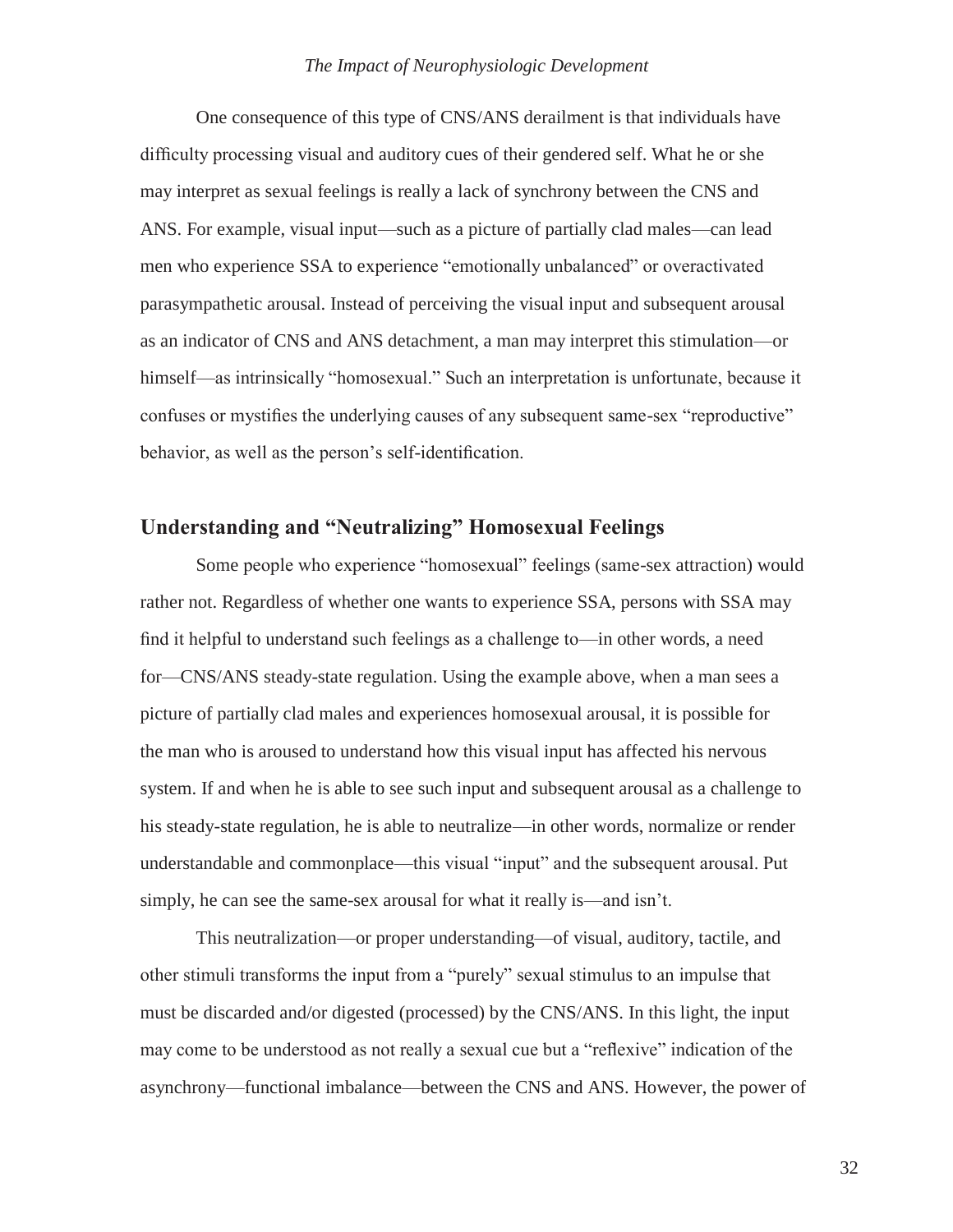One consequence of this type of CNS/ANS derailment is that individuals have difficulty processing visual and auditory cues of their gendered self. What he or she may interpret as sexual feelings is really a lack of synchrony between the CNS and ANS. For example, visual input—such as a picture of partially clad males—can lead men who experience SSA to experience "emotionally unbalanced" or overactivated parasympathetic arousal. Instead of perceiving the visual input and subsequent arousal as an indicator of CNS and ANS detachment, a man may interpret this stimulation—or himself—as intrinsically "homosexual." Such an interpretation is unfortunate, because it confuses or mystifies the underlying causes of any subsequent same-sex "reproductive" behavior, as well as the person's self-identification.

## Understanding and "Neutralizing" Homosexual Feelings

Some people who experience "homosexual" feelings (same-sex attraction) would rather not. Regardless of whether one wants to experience SSA, persons with SSA may find it helpful to understand such feelings as a challenge to—in other words, a need for—CNS/ANS steady-state regulation. Using the example above, when a man sees a picture of partially clad males and experiences homosexual arousal, it is possible for the man who is aroused to understand how this visual input has affected his nervous system. If and when he is able to see such input and subsequent arousal as a challenge to his steady-state regulation, he is able to neutralize—in other words, normalize or render understandable and commonplace—this visual "input" and the subsequent arousal. Put simply, he can see the same-sex arousal for what it really is—and isn't.

This neutralization—or proper understanding—of visual, auditory, tactile, and other stimuli transforms the input from a "purely" sexual stimulus to an impulse that must be discarded and/or digested (processed) by the CNS/ANS. In this light, the input may come to be understood as not really a sexual cue but a "reflexive" indication of the asynchrony—functional imbalance—between the CNS and ANS. However, the power of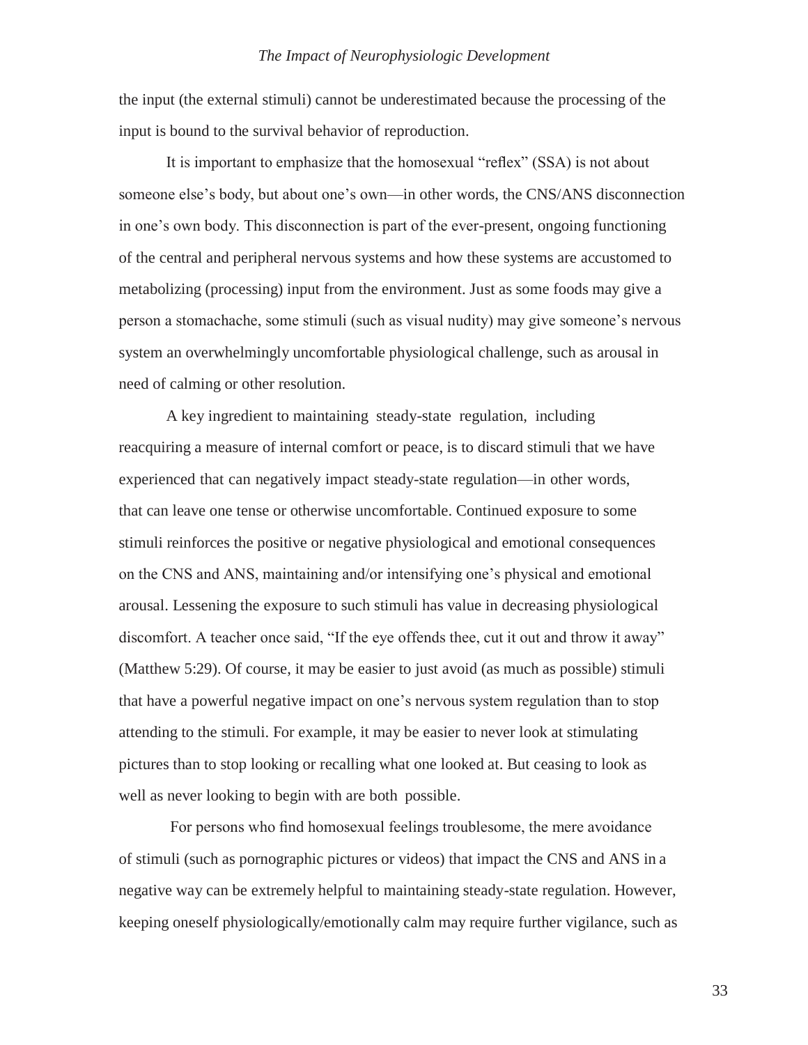the input (the external stimuli) cannot be underestimated because the processing of the input is bound to the survival behavior of reproduction.

It is important to emphasize that the homosexual "reflex" (SSA) is not about someone else's body, but about one's own—in other words, the CNS/ANS disconnection in one's own body. This disconnection is part of the ever-present, ongoing functioning of the central and peripheral nervous systems and how these systems are accustomed to metabolizing (processing) input from the environment. Just as some foods may give a person a stomachache, some stimuli (such as visual nudity) may give someone's nervous system an overwhelmingly uncomfortable physiological challenge, such as arousal in need of calming or other resolution.

A key ingredient to maintaining steady-state regulation, including reacquiring a measure of internal comfort or peace, is to discard stimuli that we have experienced that can negatively impact steady-state regulation—in other words, that can leave one tense or otherwise uncomfortable. Continued exposure to some stimuli reinforces the positive or negative physiological and emotional consequences on the CNS and ANS, maintaining and/or intensifying one's physical and emotional arousal. Lessening the exposure to such stimuli has value in decreasing physiological discomfort. A teacher once said, "If the eye offends thee, cut it out and throw it away" (Matthew 5:29). Of course, it may be easier to just avoid (as much as possible) stimuli that have a powerful negative impact on one's nervous system regulation than to stop attending to the stimuli. For example, it may be easier to never look at stimulating pictures than to stop looking or recalling what one looked at. But ceasing to look as well as never looking to begin with are both possible.

For persons who find homosexual feelings troublesome, the mere avoidance of stimuli (such as pornographic pictures or videos) that impact the CNS and ANS in a negative way can be extremely helpful to maintaining steady-state regulation. However, keeping oneself physiologically/emotionally calm may require further vigilance, such as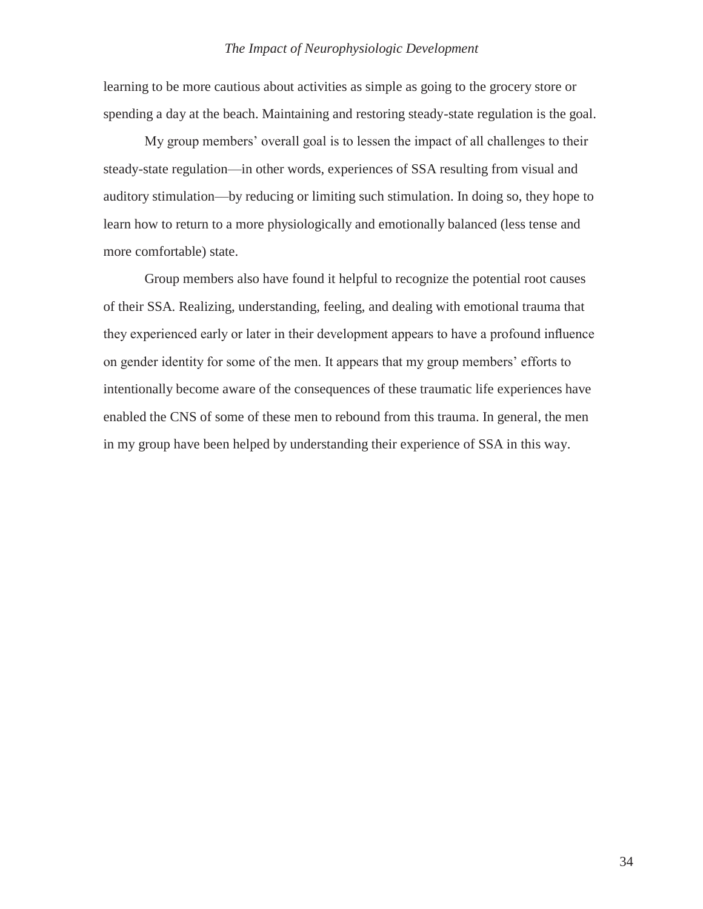learning to be more cautious about activities as simple as going to the grocery store or spending a day at the beach. Maintaining and restoring steady-state regulation is the goal.

My group members' overall goal is to lessen the impact of all challenges to their steady-state regulation—in other words, experiences of SSA resulting from visual and auditory stimulation—by reducing or limiting such stimulation. In doing so, they hope to learn how to return to a more physiologically and emotionally balanced (less tense and more comfortable) state.

Group members also have found it helpful to recognize the potential root causes of their SSA. Realizing, understanding, feeling, and dealing with emotional trauma that they experienced early or later in their development appears to have a profound influence on gender identity for some of the men. It appears that my group members' efforts to intentionally become aware of the consequences of these traumatic life experiences have enabled the CNS of some of these men to rebound from this trauma. In general, the men in my group have been helped by understanding their experience of SSA in this way.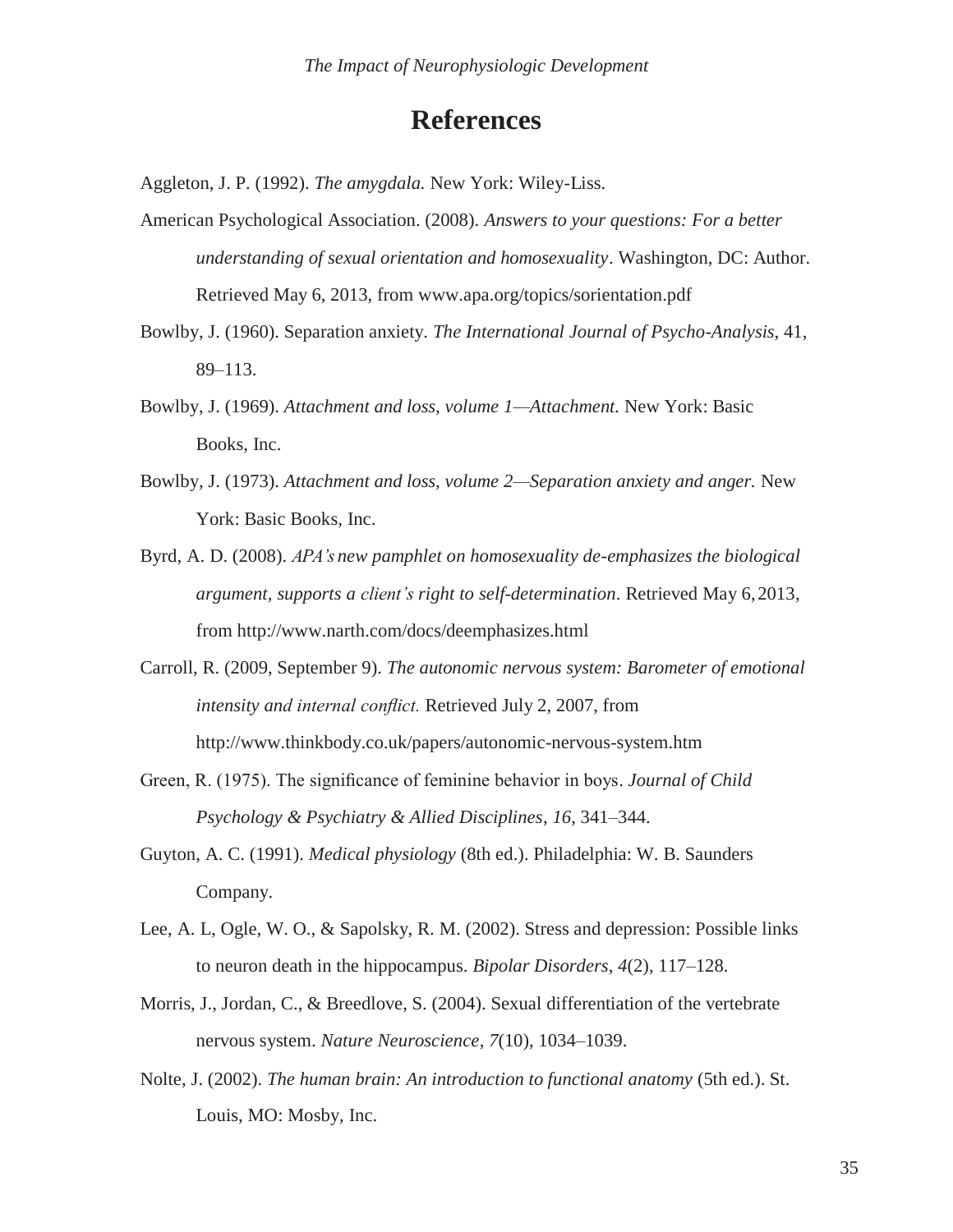# References

Aggleton, J. P. (1992). *The amygdala.* New York: Wiley-Liss.

American Psychological Association. (2008). *Answers to your questions: For a better understanding of sexual orientation and homosexuality*. Washington, DC: Author. Retrieved May 6, 2013, from www.apa.org/topics/sorientation.pdf

Bowlby, J. (1960). Separation anxiety. *The International Journal of Psycho-Analysis*, 41, 89–113.

Bowlby, J. (1969). *Attachment and loss, volume 1—Attachment.* New York: Basic Books, Inc.

Bowlby, J. (1973). *Attachment and loss, volume 2—Separation anxiety and anger.* New York: Basic Books, Inc.

Byrd, A. D. (2008). *APA's new pamphlet on homosexuality de-emphasizes the biological argument, supports a client's right to self-determination*. Retrieved May 6, 2013, from http://www.narth.com/docs/deemphasizes.html

Carroll, R. (2009, September 9). *The autonomic nervous system: Barometer of emotional intensity and internal conflict.* Retrieved July 2, 2007, from http://www.thinkbody.co.uk/papers/autonomic-nervous-system.htm

Green, R. (1975). The significance of feminine behavior in boys. *Journal of Child Psychology & Psychiatry & Allied Disciplines*, *16*, 341–344.

Guyton, A. C. (1991). *Medical physiology* (8th ed.). Philadelphia: W. B. Saunders Company.

Lee, A. L, Ogle, W. O., & Sapolsky, R. M. (2002). Stress and depression: Possible links to neuron death in the hippocampus. *Bipolar Disorders*, *4*(2), 117–128.

Morris, J., Jordan, C., & Breedlove, S. (2004). Sexual differentiation of the vertebrate nervous system. *Nature Neuroscience*, *7*(10), 1034–1039.

Nolte, J. (2002). *The human brain: An introduction to functional anatomy* (5th ed.). St. Louis, MO: Mosby, Inc.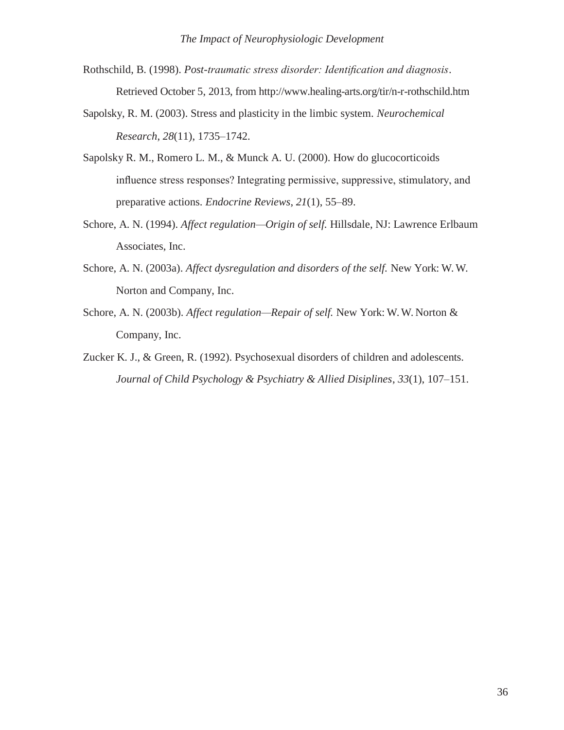Rothschild, B. (1998). *Post-traumatic stress disorder: Identification and diagnosis*. Retrieved October 5, 2013, from http://www.healing-arts.org/tir/n-r-rothschild.htm

Sapolsky, R. M. (2003). Stress and plasticity in the limbic system. *Neurochemical Research*, *28*(11), 1735–1742.

Sapolsky R. M., Romero L. M., & Munck A. U. (2000). How do glucocorticoids influence stress responses? Integrating permissive, suppressive, stimulatory, and preparative actions. *Endocrine Reviews*, *21*(1), 55–89.

Schore, A. N. (1994). *Affect regulation—Origin of self.* Hillsdale, NJ: Lawrence Erlbaum Associates, Inc.

Schore, A. N. (2003a). *Affect dysregulation and disorders of the self.* New York: W. W. Norton and Company, Inc.

Schore, A. N. (2003b). *Affect regulation—Repair of self.* New York: W. W. Norton & Company, Inc.

Zucker K. J., & Green, R. (1992). Psychosexual disorders of children and adolescents. *Journal of Child Psychology & Psychiatry & Allied Disiplines*, *33*(1), 107–151.